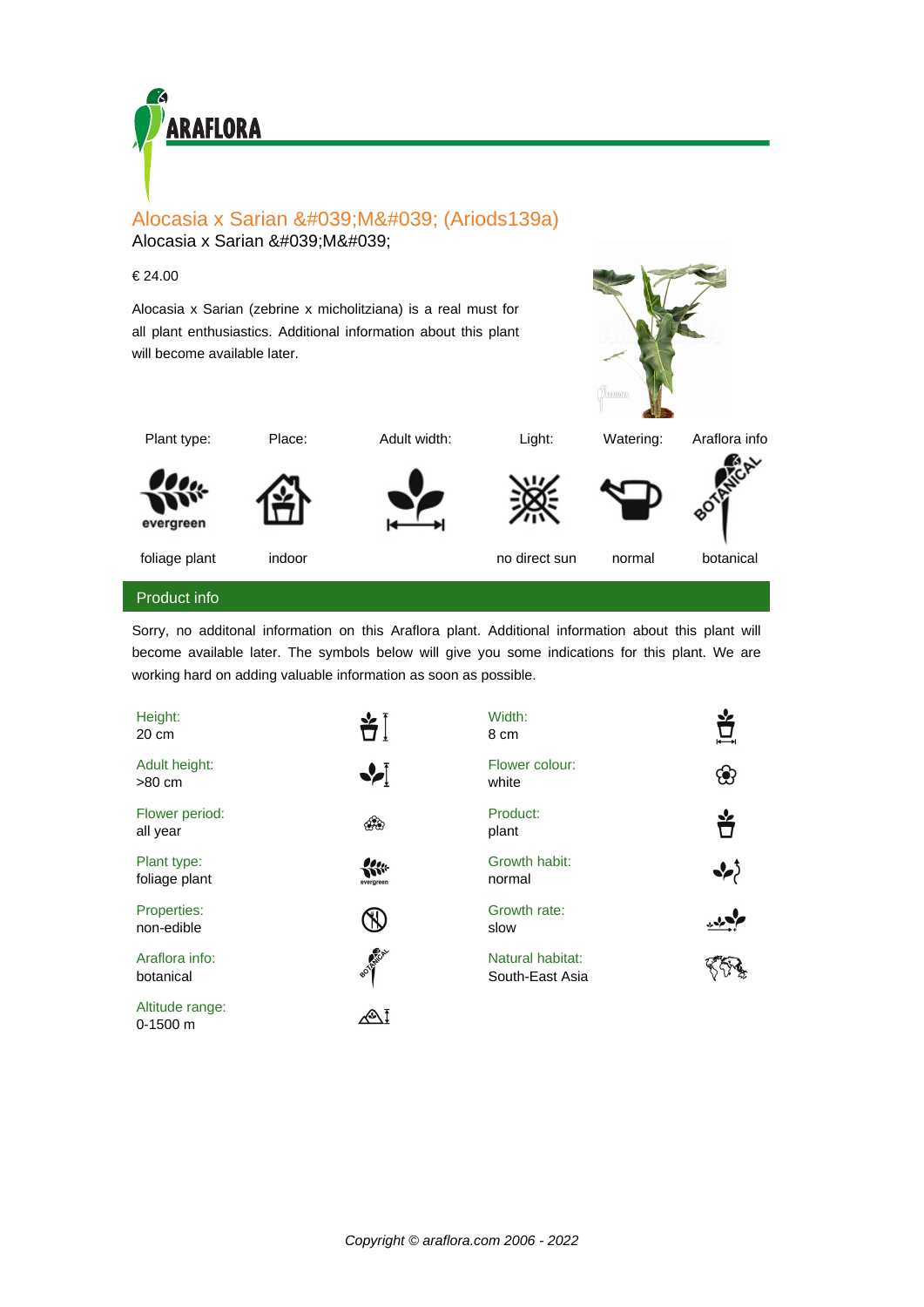ARAFLORA

## Alocasia x Sarian &#039;M&#039; (Ariods139a)

Alocasia x Sarian &#039;M&#039;

€ 24.00

Alocasia x Sarian (zebrine x micholitziana) is a real must for all plant enthusiastics. Additional information about this plant will become available later.

| Plant type: | Place: | Adult width: | Light: | Watering: | Araflora info |
|---|---|---|---|---|---|
| foliage plant | indoor | | no direct sun | normal | botanical |

## Product info

Sorry, no additonal information on this Araflora plant. Additional information about this plant will become available later. The symbols below will give you some indications for this plant. We are working hard on adding valuable information as soon as possible.

| | |
|---|---|
| Height: 20 cm | Width: 8 cm |
| Adult height: >80 cm | Flower colour: white |
| Flower period: all year | Product: plant |
| Plant type: foliage plant | Growth habit: normal |
| Properties: non-edible | Growth rate: slow |
| Araflora info: botanical | Natural habitat: South-East Asia |
| Altitude range: 0-1500 m | |

*Copyright © araflora.com 2006 - 2022*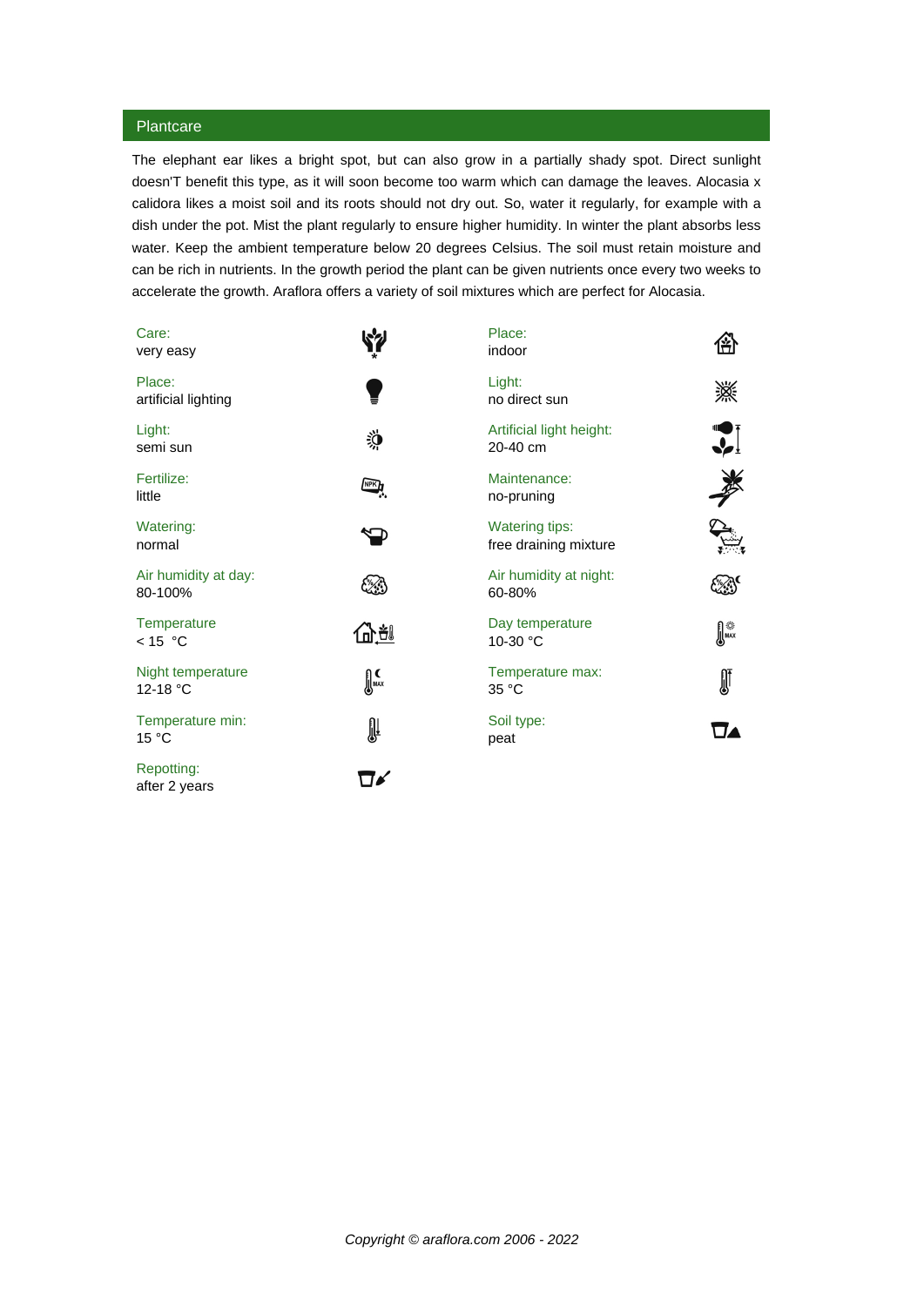## Plantcare

The elephant ear likes a bright spot, but can also grow in a partially shady spot. Direct sunlight doesn'T benefit this type, as it will soon become too warm which can damage the leaves. Alocasia x calidora likes a moist soil and its roots should not dry out. So, water it regularly, for example with a dish under the pot. Mist the plant regularly to ensure higher humidity. In winter the plant absorbs less water. Keep the ambient temperature below 20 degrees Celsius. The soil must retain moisture and can be rich in nutrients. In the growth period the plant can be given nutrients once every two weeks to accelerate the growth. Araflora offers a variety of soil mixtures which are perfect for Alocasia.

| | |
|---|---|
| Care:<br>very easy | Place:<br>indoor |
| Place:<br>artificial lighting | Light:<br>no direct sun |
| Light:<br>semi sun | Artificial light height:<br>20-40 cm |
| Fertilize:<br>little | Maintenance:<br>no-pruning |
| Watering:<br>normal | Watering tips:<br>free draining mixture |
| Air humidity at day:<br>80-100% | Air humidity at night:<br>60-80% |
| Temperature<br>< 15 °C | Day temperature<br>10-30 °C |
| Night temperature<br>12-18 °C | Temperature max:<br>35 °C |
| Temperature min:<br>15 °C | Soil type:<br>peat |
| Repotting:<br>after 2 years | |

*Copyright © araflora.com 2006 - 2022*